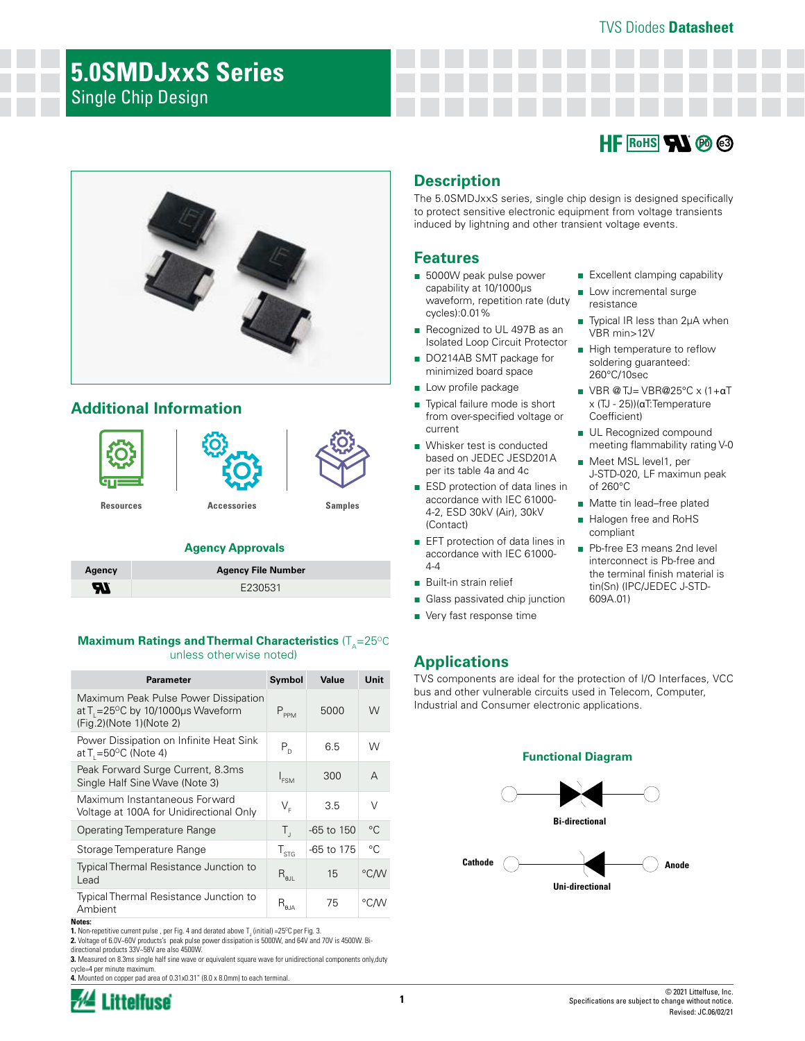TVS Diodes **Datasheet**

# 5.0SMDJxxS Series

## Single Chip Design

## Description

The 5.0SMDJxxS series, single chip design is designed specifically to protect sensitive electronic equipment from voltage transients induced by lightning and other transient voltage events.

## Features

- 5000W peak pulse power capability at 10/1000μs waveform, repetition rate (duty cycles):0.01%
- Recognized to UL 497B as an Isolated Loop Circuit Protector
- DO214AB SMT package for minimized board space
- Low profile package
- Typical failure mode is short from over-specified voltage or current
- Whisker test is conducted based on JEDEC JESD201A per its table 4a and 4c
- ESD protection of data lines in accordance with IEC 61000-4-2, ESD 30kV (Air), 30kV (Contact)
- EFT protection of data lines in accordance with IEC 61000-4-4
- Built-in strain relief
- Glass passivated chip junction
- Very fast response time
- Excellent clamping capability
- Low incremental surge resistance
- Typical IR less than 2μA when VBR min>12V
- High temperature to reflow soldering guaranteed: 260°C/10sec
- VBR @TJ= VBR@25°C x (1+αT x (TJ - 25))(αT:Temperature Coefficient)
- UL Recognized compound meeting flammability rating V-0
- Meet MSL level1, per J-STD-020, LF maximun peak of 260°C
- Matte tin lead–free plated
- Halogen free and RoHS compliant
- Pb-free E3 means 2nd level interconnect is Pb-free and the terminal finish material is tin(Sn) (IPC/JEDEC J-STD-609A.01)

## Applications

TVS components are ideal for the protection of I/O Interfaces, VCC bus and other vulnerable circuits used in Telecom, Computer, Industrial and Consumer electronic applications.

### Functional Diagram

Bi-directional

Cathode — Anode

Uni-directional

## Additional Information

Resources | Accessories | Samples

### Agency Approvals

| Agency | Agency File Number |
|---|---|
| UL | E230531 |

### Maximum Ratings and Thermal Characteristics ($T_A$=25°C unless otherwise noted)

| Parameter | Symbol | Value | Unit |
|---|---|---|---|
| Maximum Peak Pulse Power Dissipation at $T_L$=25°C by 10/1000μs Waveform (Fig.2)(Note 1)(Note 2) | $P_{PPM}$ | 5000 | W |
| Power Dissipation on Infinite Heat Sink at $T_L$=50°C (Note 4) | $P_D$ | 6.5 | W |
| Peak Forward Surge Current, 8.3ms Single Half Sine Wave (Note 3) | $I_{FSM}$ | 300 | A |
| Maximum Instantaneous Forward Voltage at 100A for Unidirectional Only | $V_F$ | 3.5 | V |
| Operating Temperature Range | $T_J$ | -65 to 150 | °C |
| Storage Temperature Range | $T_{STG}$ | -65 to 175 | °C |
| Typical Thermal Resistance Junction to Lead | $R_{θJL}$ | 15 | °C/W |
| Typical Thermal Resistance Junction to Ambient | $R_{θJA}$ | 75 | °C/W |

**Notes:**
**1.** Non-repetitive current pulse , per Fig. 4 and derated above $T_J$ (initial) =25°C per Fig. 3.
**2.** Voltage of 6.0V~60V products's peak pulse power dissipation is 5000W, and 64V and 70V is 4500W. Bi-directional products 33V~58V are also 4500W.
**3.** Measured on 8.3ms single half sine wave or equivalent square wave for unidirectional components only,duty cycle=4 per minute maximum.
**4.** Mounted on copper pad area of 0.31x0.31" (8.0 x 8.0mm) to each terminal.

© 2021 Littelfuse, Inc.
Specifications are subject to change without notice.
Revised: JC.06/02/21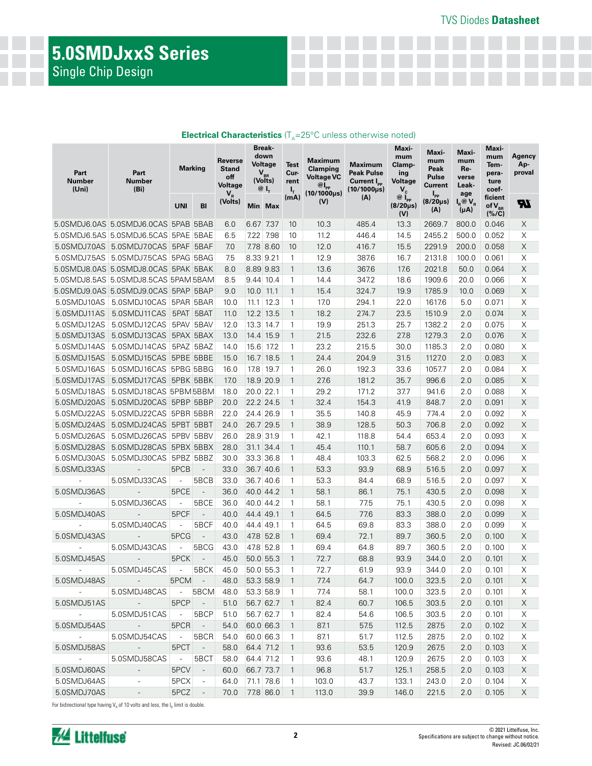# 5.0SMDJxxS Series

Single Chip Design

### Electrical Characteristics ($T_A$=25°C unless otherwise noted)

| Part Number (Uni) | Part Number (Bi) | Marking | | Reverse Stand off Voltage $V_R$ (Volts) | Breakdown Voltage $V_{BR}$ (Volts) @ $I_T$ | | Test Current $I_T$ (mA) | Maximum Clamping Voltage VC @$I_{PP}$ (10/1000µs) (V) | Maximum Peak Pulse Current $I_{PP}$ (10/1000µs) (A) | Maximum Clamping Voltage $V_C$ @ $I_{PP}$ (8/20µs) (V) | Maximum Peak Pulse Current $I_{PP}$ (8/20µs) (A) | Maximum Reverse Leakage $I_R$@ $V_R$ (µA) | Maximum Temperature coefficient of $V_{BR}$ (%/C) | Agency Approval |
|---|---|---|---|---|---|---|---|---|---|---|---|---|---|---|
| | | UNI | BI | | Min | Max | | | | | | | | UL |
| 5.0SMDJ6.0AS | 5.0SMDJ6.0CAS | 5PAB | 5BAB | 6.0 | 6.67 | 7.37 | 10 | 10.3 | 485.4 | 13.3 | 2669.7 | 800.0 | 0.046 | X |
| 5.0SMDJ6.5AS | 5.0SMDJ6.5CAS | 5PAE | 5BAE | 6.5 | 7.22 | 7.98 | 10 | 11.2 | 446.4 | 14.5 | 2455.2 | 500.0 | 0.052 | X |
| 5.0SMDJ7.0AS | 5.0SMDJ7.0CAS | 5PAF | 5BAF | 7.0 | 7.78 | 8.60 | 10 | 12.0 | 416.7 | 15.5 | 2291.9 | 200.0 | 0.058 | X |
| 5.0SMDJ7.5AS | 5.0SMDJ7.5CAS | 5PAG | 5BAG | 7.5 | 8.33 | 9.21 | 1 | 12.9 | 387.6 | 16.7 | 2131.8 | 100.0 | 0.061 | X |
| 5.0SMDJ8.0AS | 5.0SMDJ8.0CAS | 5PAK | 5BAK | 8.0 | 8.89 | 9.83 | 1 | 13.6 | 367.6 | 17.6 | 2021.8 | 50.0 | 0.064 | X |
| 5.0SMDJ8.5AS | 5.0SMDJ8.5CAS | 5PAM | 5BAM | 8.5 | 9.44 | 10.4 | 1 | 14.4 | 347.2 | 18.6 | 1909.6 | 20.0 | 0.066 | X |
| 5.0SMDJ9.0AS | 5.0SMDJ9.0CAS | 5PAP | 5BAP | 9.0 | 10.0 | 11.1 | 1 | 15.4 | 324.7 | 19.9 | 1785.9 | 10.0 | 0.069 | X |
| 5.0SMDJ10AS | 5.0SMDJ10CAS | 5PAR | 5BAR | 10.0 | 11.1 | 12.3 | 1 | 17.0 | 294.1 | 22.0 | 1617.6 | 5.0 | 0.071 | X |
| 5.0SMDJ11AS | 5.0SMDJ11CAS | 5PAT | 5BAT | 11.0 | 12.2 | 13.5 | 1 | 18.2 | 274.7 | 23.5 | 1510.9 | 2.0 | 0.074 | X |
| 5.0SMDJ12AS | 5.0SMDJ12CAS | 5PAV | 5BAV | 12.0 | 13.3 | 14.7 | 1 | 19.9 | 251.3 | 25.7 | 1382.2 | 2.0 | 0.075 | X |
| 5.0SMDJ13AS | 5.0SMDJ13CAS | 5PAX | 5BAX | 13.0 | 14.4 | 15.9 | 1 | 21.5 | 232.6 | 27.8 | 1279.3 | 2.0 | 0.076 | X |
| 5.0SMDJ14AS | 5.0SMDJ14CAS | 5PAZ | 5BAZ | 14.0 | 15.6 | 17.2 | 1 | 23.2 | 215.5 | 30.0 | 1185.3 | 2.0 | 0.080 | X |
| 5.0SMDJ15AS | 5.0SMDJ15CAS | 5PBE | 5BBE | 15.0 | 16.7 | 18.5 | 1 | 24.4 | 204.9 | 31.5 | 1127.0 | 2.0 | 0.083 | X |
| 5.0SMDJ16AS | 5.0SMDJ16CAS | 5PBG | 5BBG | 16.0 | 17.8 | 19.7 | 1 | 26.0 | 192.3 | 33.6 | 1057.7 | 2.0 | 0.084 | X |
| 5.0SMDJ17AS | 5.0SMDJ17CAS | 5PBK | 5BBK | 17.0 | 18.9 | 20.9 | 1 | 27.6 | 181.2 | 35.7 | 996.6 | 2.0 | 0.085 | X |
| 5.0SMDJ18AS | 5.0SMDJ18CAS | 5PBM | 5BBM | 18.0 | 20.0 | 22.1 | 1 | 29.2 | 171.2 | 37.7 | 941.6 | 2.0 | 0.088 | X |
| 5.0SMDJ20AS | 5.0SMDJ20CAS | 5PBP | 5BBP | 20.0 | 22.2 | 24.5 | 1 | 32.4 | 154.3 | 41.9 | 848.7 | 2.0 | 0.091 | X |
| 5.0SMDJ22AS | 5.0SMDJ22CAS | 5PBR | 5BBR | 22.0 | 24.4 | 26.9 | 1 | 35.5 | 140.8 | 45.9 | 774.4 | 2.0 | 0.092 | X |
| 5.0SMDJ24AS | 5.0SMDJ24CAS | 5PBT | 5BBT | 24.0 | 26.7 | 29.5 | 1 | 38.9 | 128.5 | 50.3 | 706.8 | 2.0 | 0.092 | X |
| 5.0SMDJ26AS | 5.0SMDJ26CAS | 5PBV | 5BBV | 26.0 | 28.9 | 31.9 | 1 | 42.1 | 118.8 | 54.4 | 653.4 | 2.0 | 0.093 | X |
| 5.0SMDJ28AS | 5.0SMDJ28CAS | 5PBX | 5BBX | 28.0 | 31.1 | 34.4 | 1 | 45.4 | 110.1 | 58.7 | 605.6 | 2.0 | 0.094 | X |
| 5.0SMDJ30AS | 5.0SMDJ30CAS | 5PBZ | 5BBZ | 30.0 | 33.3 | 36.8 | 1 | 48.4 | 103.3 | 62.5 | 568.2 | 2.0 | 0.096 | X |
| 5.0SMDJ33AS | - | 5PCB | - | 33.0 | 36.7 | 40.6 | 1 | 53.3 | 93.9 | 68.9 | 516.5 | 2.0 | 0.097 | X |
| - | 5.0SMDJ33CAS | - | 5BCB | 33.0 | 36.7 | 40.6 | 1 | 53.3 | 84.4 | 68.9 | 516.5 | 2.0 | 0.097 | X |
| 5.0SMDJ36AS | - | 5PCE | - | 36.0 | 40.0 | 44.2 | 1 | 58.1 | 86.1 | 75.1 | 430.5 | 2.0 | 0.098 | X |
| - | 5.0SMDJ36CAS | - | 5BCE | 36.0 | 40.0 | 44.2 | 1 | 58.1 | 77.5 | 75.1 | 430.5 | 2.0 | 0.098 | X |
| 5.0SMDJ40AS | - | 5PCF | - | 40.0 | 44.4 | 49.1 | 1 | 64.5 | 77.6 | 83.3 | 388.0 | 2.0 | 0.099 | X |
| - | 5.0SMDJ40CAS | - | 5BCF | 40.0 | 44.4 | 49.1 | 1 | 64.5 | 69.8 | 83.3 | 388.0 | 2.0 | 0.099 | X |
| 5.0SMDJ43AS | - | 5PCG | - | 43.0 | 47.8 | 52.8 | 1 | 69.4 | 72.1 | 89.7 | 360.5 | 2.0 | 0.100 | X |
| - | 5.0SMDJ43CAS | - | 5BCG | 43.0 | 47.8 | 52.8 | 1 | 69.4 | 64.8 | 89.7 | 360.5 | 2.0 | 0.100 | X |
| 5.0SMDJ45AS | - | 5PCK | - | 45.0 | 50.0 | 55.3 | 1 | 72.7 | 68.8 | 93.9 | 344.0 | 2.0 | 0.101 | X |
| - | 5.0SMDJ45CAS | - | 5BCK | 45.0 | 50.0 | 55.3 | 1 | 72.7 | 61.9 | 93.9 | 344.0 | 2.0 | 0.101 | X |
| 5.0SMDJ48AS | - | 5PCM | - | 48.0 | 53.3 | 58.9 | 1 | 77.4 | 64.7 | 100.0 | 323.5 | 2.0 | 0.101 | X |
| - | 5.0SMDJ48CAS | - | 5BCM | 48.0 | 53.3 | 58.9 | 1 | 77.4 | 58.1 | 100.0 | 323.5 | 2.0 | 0.101 | X |
| 5.0SMDJ51AS | - | 5PCP | - | 51.0 | 56.7 | 62.7 | 1 | 82.4 | 60.7 | 106.5 | 303.5 | 2.0 | 0.101 | X |
| - | 5.0SMDJ51CAS | - | 5BCP | 51.0 | 56.7 | 62.7 | 1 | 82.4 | 54.6 | 106.5 | 303.5 | 2.0 | 0.101 | X |
| 5.0SMDJ54AS | - | 5PCR | - | 54.0 | 60.0 | 66.3 | 1 | 87.1 | 57.5 | 112.5 | 287.5 | 2.0 | 0.102 | X |
| - | 5.0SMDJ54CAS | - | 5BCR | 54.0 | 60.0 | 66.3 | 1 | 87.1 | 51.7 | 112.5 | 287.5 | 2.0 | 0.102 | X |
| 5.0SMDJ58AS | - | 5PCT | - | 58.0 | 64.4 | 71.2 | 1 | 93.6 | 53.5 | 120.9 | 267.5 | 2.0 | 0.103 | X |
| - | 5.0SMDJ58CAS | - | 5BCT | 58.0 | 64.4 | 71.2 | 1 | 93.6 | 48.1 | 120.9 | 267.5 | 2.0 | 0.103 | X |
| 5.0SMDJ60AS | - | 5PCV | - | 60.0 | 66.7 | 73.7 | 1 | 96.8 | 51.7 | 125.1 | 258.5 | 2.0 | 0.103 | X |
| 5.0SMDJ64AS | - | 5PCX | - | 64.0 | 71.1 | 78.6 | 1 | 103.0 | 43.7 | 133.1 | 243.0 | 2.0 | 0.104 | X |
| 5.0SMDJ70AS | - | 5PCZ | - | 70.0 | 77.8 | 86.0 | 1 | 113.0 | 39.9 | 146.0 | 221.5 | 2.0 | 0.105 | X |

For bidirectional type having $V_R$ of 10 volts and less, the $I_R$ limit is double.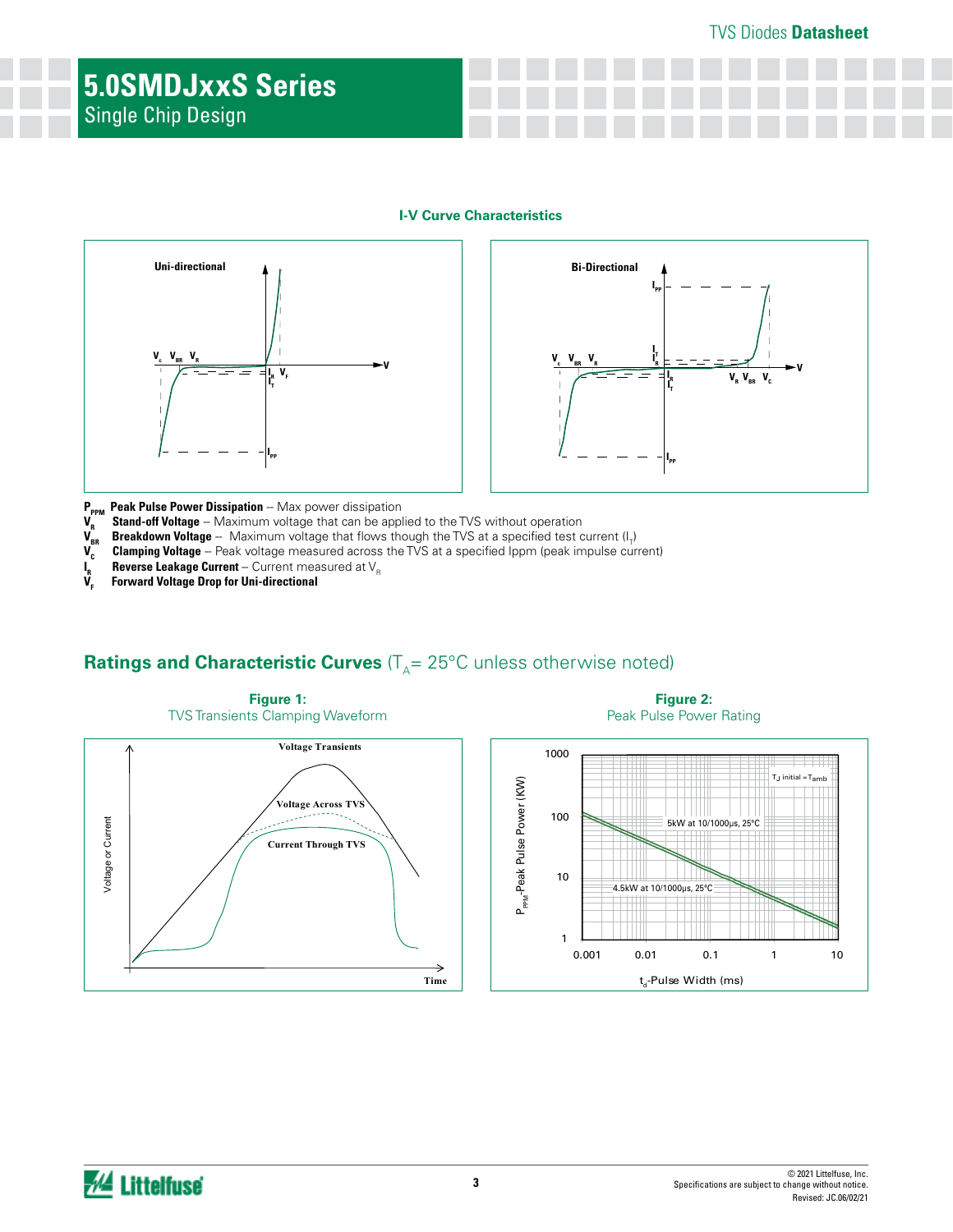## I-V Curve Characteristics

$P_{PPM}$ **Peak Pulse Power Dissipation** -- Max power dissipation
$V_R$ **Stand-off Voltage** -- Maximum voltage that can be applied to the TVS without operation
$V_{BR}$ **Breakdown Voltage** -- Maximum voltage that flows though the TVS at a specified test current ($I_T$)
$V_C$ **Clamping Voltage** -- Peak voltage measured across the TVS at a specified Ippm (peak impulse current)
$I_R$ **Reverse Leakage Current** -- Current measured at $V_R$
$V_F$ **Forward Voltage Drop for Uni-directional**

## Ratings and Characteristic Curves ($T_A$= 25°C unless otherwise noted)

**Figure 1:**
TVS Transients Clamping Waveform

**Figure 2:**
Peak Pulse Power Rating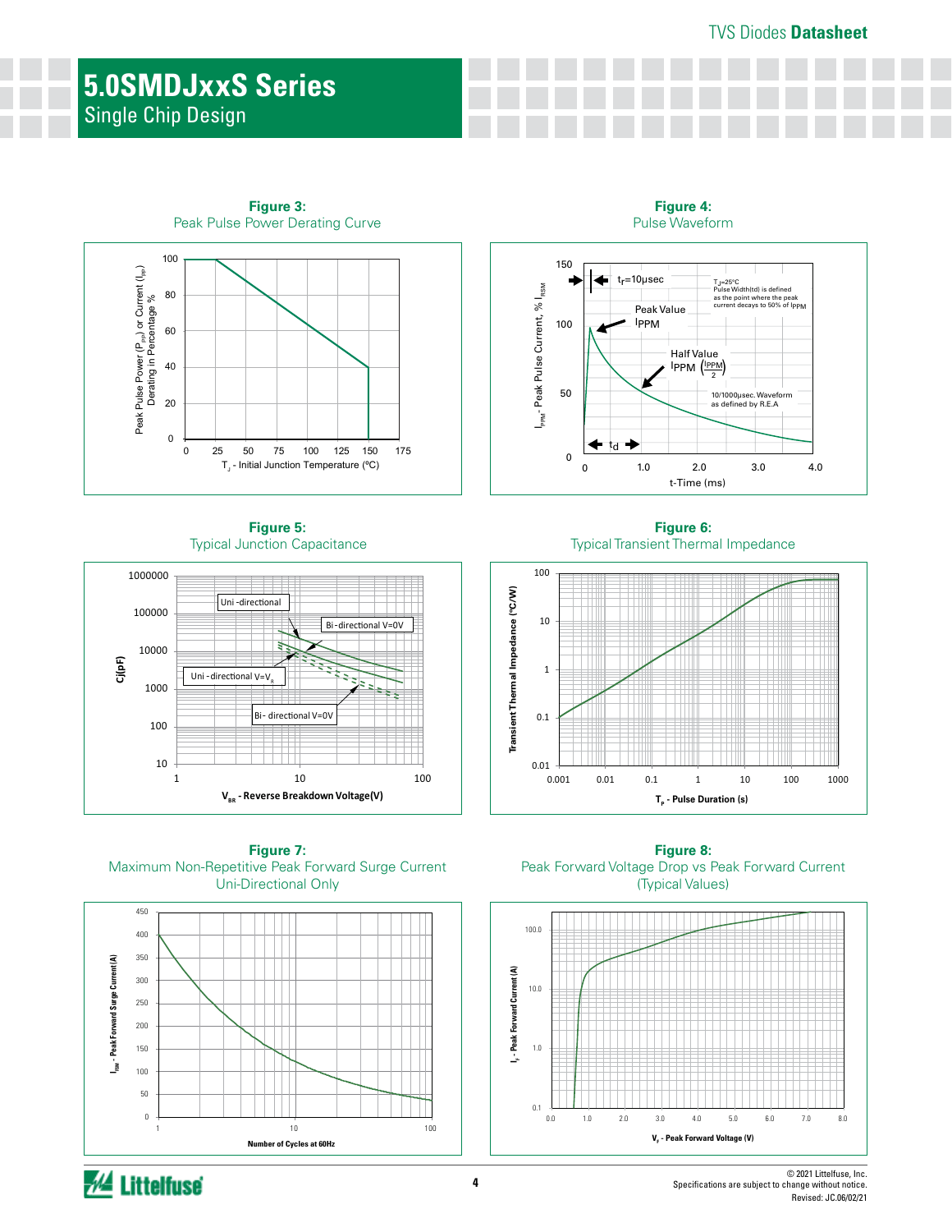# 5.0SMDJxxS Series

Single Chip Design

**Figure 3:**
Peak Pulse Power Derating Curve

Peak Pulse Power ($P_{PP}$) or Current ($I_{PP}$) Derating in Percentage %

$T_J$ - Initial Junction Temperature (ºC)

**Figure 4:**
Pulse Waveform

$t_r$=10µsec

$T_J$=25°C
Pulse Width(td) is defined as the point where the peak current decays to 50% of $I_{PPM}$

Peak Value $I_{PPM}$

Half Value $I_{PPM}$ $\left(\frac{I_{PPM}}{2}\right)$

10/1000µsec. Waveform as defined by R.E.A

$t_d$

$I_{PPM}$ - Peak Pulse Current, % $I_{RSM}$

t-Time (ms)

**Figure 5:**
Typical Junction Capacitance

Uni -directional

Bi -directional V=0V

Uni -directional V=$V_R$

Bi- directional V=0V

Cj(pF)

$V_{BR}$ - Reverse Breakdown Voltage(V)

**Figure 6:**
Typical Transient Thermal Impedance

Transient Thermal Impedance (°C/W)

$T_P$ - Pulse Duration (s)

**Figure 7:**
Maximum Non-Repetitive Peak Forward Surge Current
Uni-Directional Only

$I_{FSM}$ - Peak Forward Surge Current (A)

Number of Cycles at 60Hz

**Figure 8:**
Peak Forward Voltage Drop vs Peak Forward Current
(Typical Values)

$I_F$ - Peak Forward Current (A)

$V_F$ - Peak Forward Voltage (V)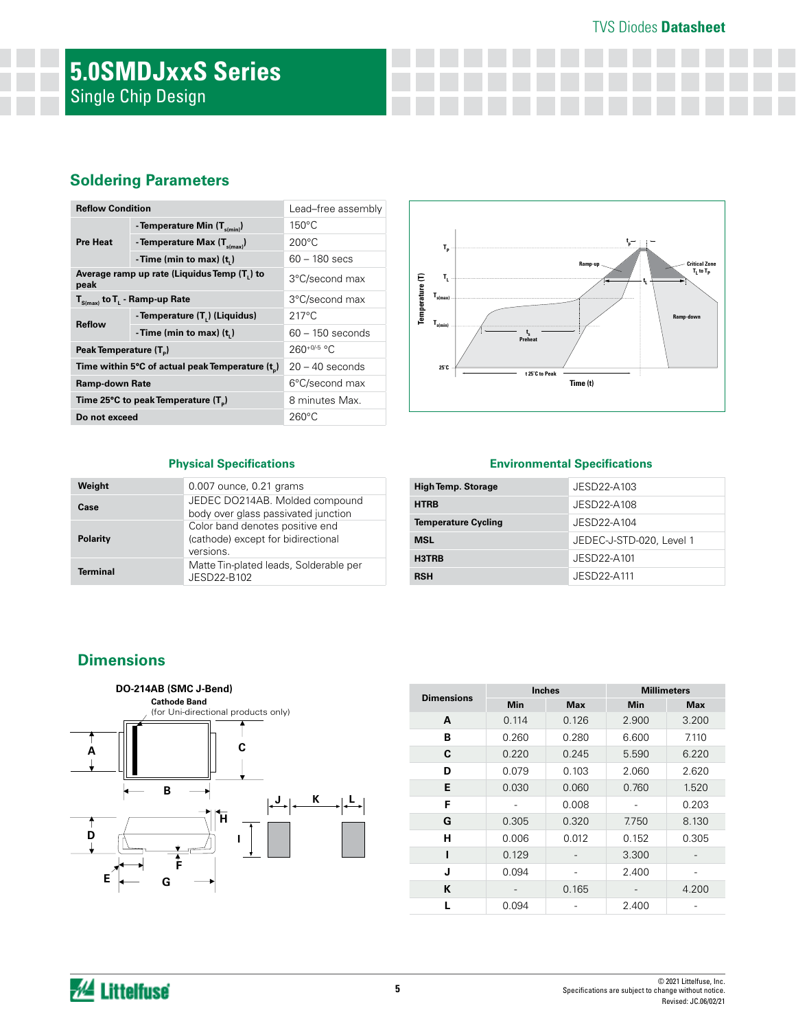# 5.0SMDJxxS Series

Single Chip Design

## Soldering Parameters

| Reflow Condition | | Lead–free assembly |
|---|---|---|
| Pre Heat | - Temperature Min ($T_{s(min)}$) | 150°C |
| | - Temperature Max ($T_{s(max)}$) | 200°C |
| | - Time (min to max) ($t_s$) | 60 – 180 secs |
| Average ramp up rate (Liquidus Temp ($T_L$) to peak | | 3°C/second max |
| $T_{S(max)}$ to $T_L$ - Ramp-up Rate | | 3°C/second max |
| Reflow | - Temperature ($T_L$) (Liquidus) | 217°C |
| | - Time (min to max) ($t_L$) | 60 – 150 seconds |
| Peak Temperature ($T_P$) | | $260^{+0/-5}$ °C |
| Time within 5°C of actual peak Temperature ($t_p$) | | 20 – 40 seconds |
| Ramp-down Rate | | 6°C/second max |
| Time 25°C to peak Temperature ($T_P$) | | 8 minutes Max. |
| Do not exceed | | 260°C |

### Physical Specifications

| | |
|---|---|
| Weight | 0.007 ounce, 0.21 grams |
| Case | JEDEC DO214AB. Molded compound body over glass passivated junction |
| Polarity | Color band denotes positive end (cathode) except for bidirectional versions. |
| Terminal | Matte Tin-plated leads, Solderable per JESD22-B102 |

### Environmental Specifications

| | |
|---|---|
| High Temp. Storage | JESD22-A103 |
| HTRB | JESD22-A108 |
| Temperature Cycling | JESD22-A104 |
| MSL | JEDEC-J-STD-020, Level 1 |
| H3TRB | JESD22-A101 |
| RSH | JESD22-A111 |

## Dimensions

DO-214AB (SMC J-Bend)

Cathode Band (for Uni-directional products only)

| Dimensions | Inches | | Millimeters | |
|---|---|---|---|---|
| | Min | Max | Min | Max |
| A | 0.114 | 0.126 | 2.900 | 3.200 |
| B | 0.260 | 0.280 | 6.600 | 7.110 |
| C | 0.220 | 0.245 | 5.590 | 6.220 |
| D | 0.079 | 0.103 | 2.060 | 2.620 |
| E | 0.030 | 0.060 | 0.760 | 1.520 |
| F | - | 0.008 | - | 0.203 |
| G | 0.305 | 0.320 | 7.750 | 8.130 |
| H | 0.006 | 0.012 | 0.152 | 0.305 |
| I | 0.129 | - | 3.300 | - |
| J | 0.094 | - | 2.400 | - |
| K | - | 0.165 | - | 4.200 |
| L | 0.094 | - | 2.400 | - |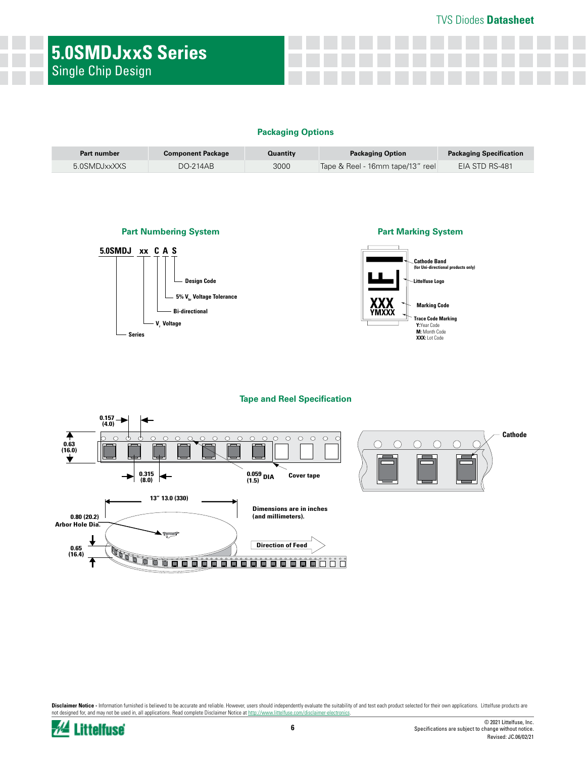# 5.0SMDJxxS Series

Single Chip Design

## Packaging Options

| Part number | Component Package | Quantity | Packaging Option | Packaging Specification |
|---|---|---|---|---|
| 5.0SMDJxxXXS | DO-214AB | 3000 | Tape & Reel - 16mm tape/13" reel | EIA STD RS-481 |

## Part Numbering System

5.0SMDJ xx C A S

- Design Code
- 5% $V_{br}$ Voltage Tolerance
- Bi-directional
- $V_r$ Voltage
- Series

## Part Marking System

- Cathode Band (for Uni-directional products only)
- Littelfuse Logo
- Marking Code
- Trace Code Marking
  - **Y:** Year Code
  - **M:** Month Code
  - **XXX:** Lot Code

XXX
YMXXX

## Tape and Reel Specification

0.157 (4.0)

0.63 (16.0)

0.315 (8.0)

0.059 (1.5) DIA

Cover tape

Cathode

13" 13.0 (330)

0.80 (20.2) Arbor Hole Dia.

0.65 (16.4)

Dimensions are in inches (and millimeters).

Direction of Feed

**Disclaimer Notice -** Information furnished is believed to be accurate and reliable. However, users should independently evaluate the suitability of and test each product selected for their own applications. Littelfuse products are not designed for, and may not be used in, all applications. Read complete Disclaimer Notice at http://www.littelfuse.com/disclaimer-electronics.

© 2021 Littelfuse, Inc.
Specifications are subject to change without notice.
Revised: JC.06/02/21